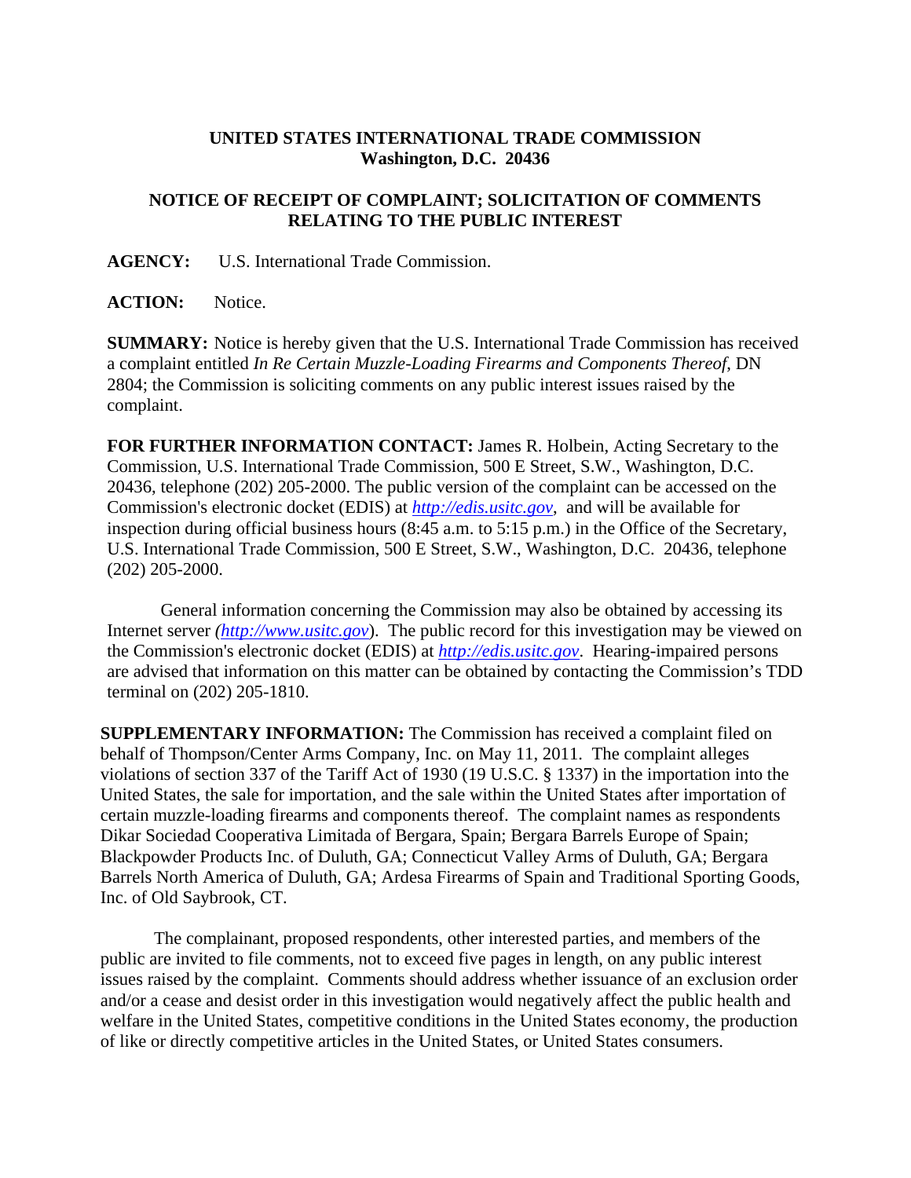**UNITED STATES INTERNATIONAL TRADE COMMISSION**
**Washington, D.C. 20436**

**NOTICE OF RECEIPT OF COMPLAINT; SOLICITATION OF COMMENTS RELATING TO THE PUBLIC INTEREST**

**AGENCY:** U.S. International Trade Commission.

**ACTION:** Notice.

**SUMMARY:** Notice is hereby given that the U.S. International Trade Commission has received a complaint entitled *In Re Certain Muzzle-Loading Firearms and Components Thereof*, DN 2804; the Commission is soliciting comments on any public interest issues raised by the complaint.

**FOR FURTHER INFORMATION CONTACT:** James R. Holbein, Acting Secretary to the Commission, U.S. International Trade Commission, 500 E Street, S.W., Washington, D.C. 20436, telephone (202) 205-2000. The public version of the complaint can be accessed on the Commission's electronic docket (EDIS) at *http://edis.usitc.gov*, and will be available for inspection during official business hours (8:45 a.m. to 5:15 p.m.) in the Office of the Secretary, U.S. International Trade Commission, 500 E Street, S.W., Washington, D.C. 20436, telephone (202) 205-2000.

General information concerning the Commission may also be obtained by accessing its Internet server *(http://www.usitc.gov)*. The public record for this investigation may be viewed on the Commission's electronic docket (EDIS) at *http://edis.usitc.gov*. Hearing-impaired persons are advised that information on this matter can be obtained by contacting the Commission's TDD terminal on (202) 205-1810.

**SUPPLEMENTARY INFORMATION:** The Commission has received a complaint filed on behalf of Thompson/Center Arms Company, Inc. on May 11, 2011. The complaint alleges violations of section 337 of the Tariff Act of 1930 (19 U.S.C. § 1337) in the importation into the United States, the sale for importation, and the sale within the United States after importation of certain muzzle-loading firearms and components thereof. The complaint names as respondents Dikar Sociedad Cooperativa Limitada of Bergara, Spain; Bergara Barrels Europe of Spain; Blackpowder Products Inc. of Duluth, GA; Connecticut Valley Arms of Duluth, GA; Bergara Barrels North America of Duluth, GA; Ardesa Firearms of Spain and Traditional Sporting Goods, Inc. of Old Saybrook, CT.

The complainant, proposed respondents, other interested parties, and members of the public are invited to file comments, not to exceed five pages in length, on any public interest issues raised by the complaint. Comments should address whether issuance of an exclusion order and/or a cease and desist order in this investigation would negatively affect the public health and welfare in the United States, competitive conditions in the United States economy, the production of like or directly competitive articles in the United States, or United States consumers.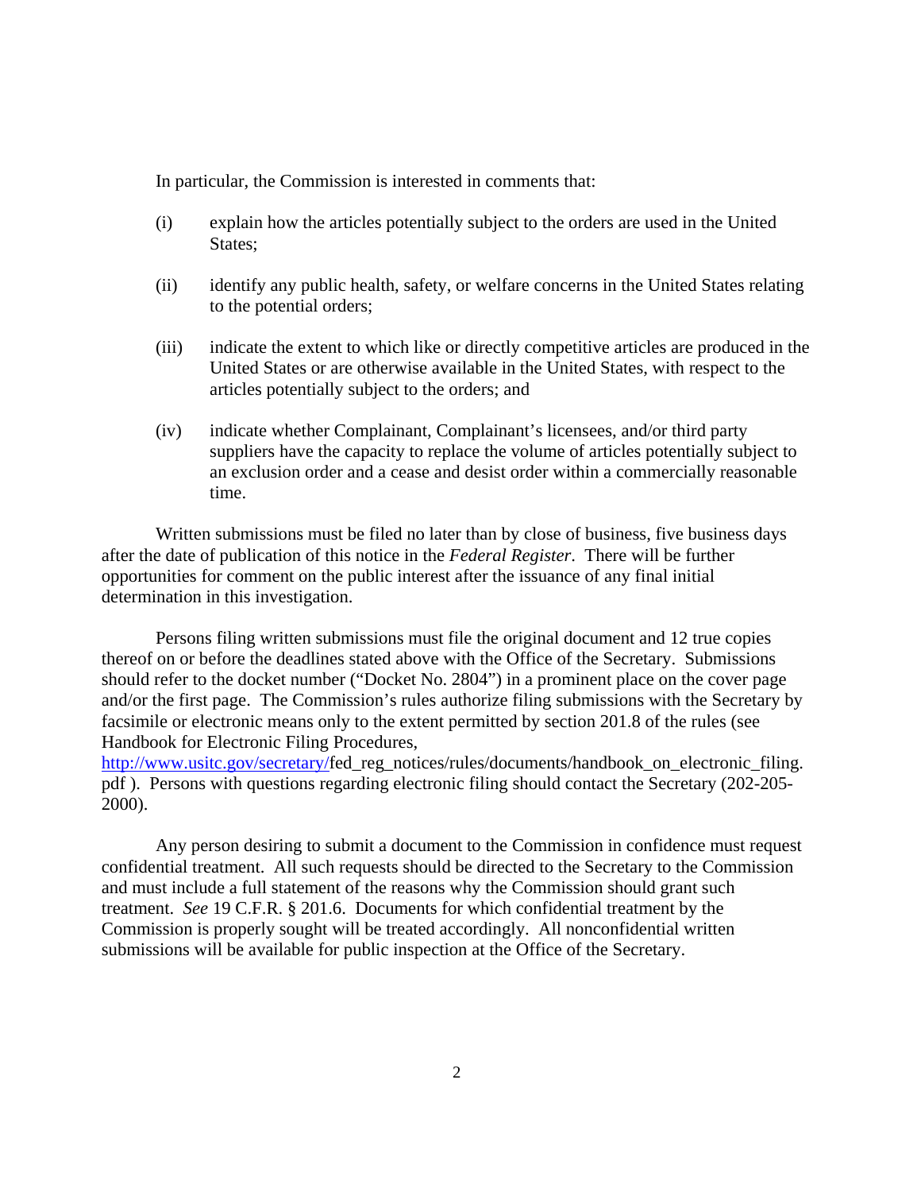In particular, the Commission is interested in comments that:

(i) explain how the articles potentially subject to the orders are used in the United States;

(ii) identify any public health, safety, or welfare concerns in the United States relating to the potential orders;

(iii) indicate the extent to which like or directly competitive articles are produced in the United States or are otherwise available in the United States, with respect to the articles potentially subject to the orders; and

(iv) indicate whether Complainant, Complainant's licensees, and/or third party suppliers have the capacity to replace the volume of articles potentially subject to an exclusion order and a cease and desist order within a commercially reasonable time.

Written submissions must be filed no later than by close of business, five business days after the date of publication of this notice in the *Federal Register*. There will be further opportunities for comment on the public interest after the issuance of any final initial determination in this investigation.

Persons filing written submissions must file the original document and 12 true copies thereof on or before the deadlines stated above with the Office of the Secretary. Submissions should refer to the docket number ("Docket No. 2804") in a prominent place on the cover page and/or the first page. The Commission's rules authorize filing submissions with the Secretary by facsimile or electronic means only to the extent permitted by section 201.8 of the rules (see Handbook for Electronic Filing Procedures, http://www.usitc.gov/secretary/fed_reg_notices/rules/documents/handbook_on_electronic_filing.pdf ). Persons with questions regarding electronic filing should contact the Secretary (202-205-2000).

Any person desiring to submit a document to the Commission in confidence must request confidential treatment. All such requests should be directed to the Secretary to the Commission and must include a full statement of the reasons why the Commission should grant such treatment. *See* 19 C.F.R. § 201.6. Documents for which confidential treatment by the Commission is properly sought will be treated accordingly. All nonconfidential written submissions will be available for public inspection at the Office of the Secretary.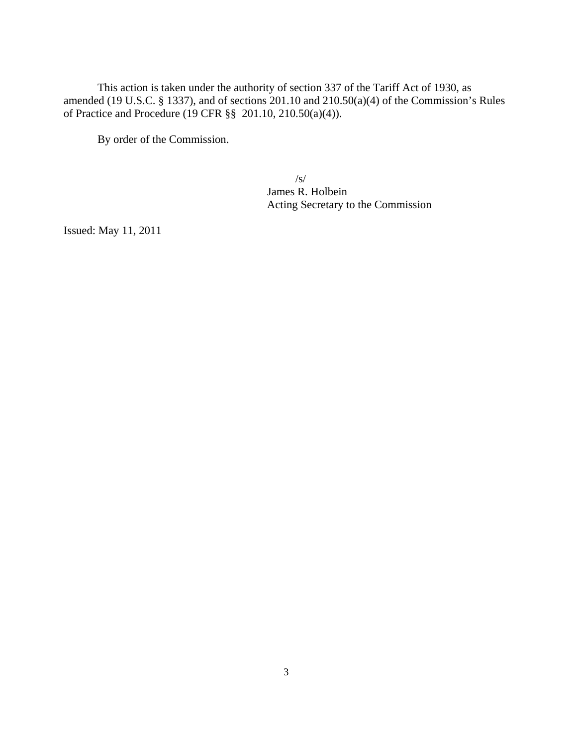This action is taken under the authority of section 337 of the Tariff Act of 1930, as amended (19 U.S.C. § 1337), and of sections 201.10 and 210.50(a)(4) of the Commission's Rules of Practice and Procedure (19 CFR §§ 201.10, 210.50(a)(4)).

By order of the Commission.

/s/
James R. Holbein
Acting Secretary to the Commission

Issued: May 11, 2011